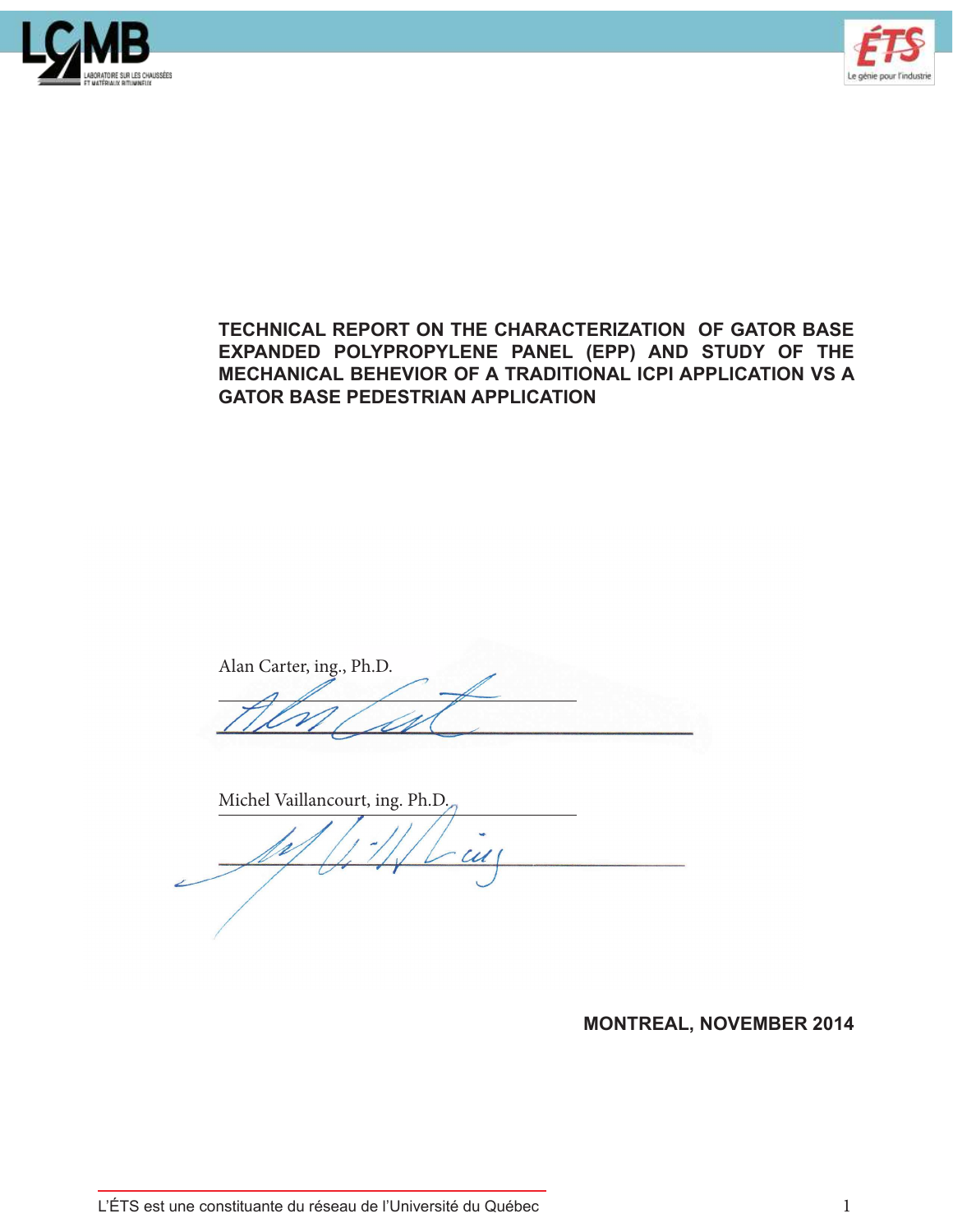# TECHNICAL REPORT ON THE CHARACTERIZATION OF GATOR BASE EXPANDED POLYPROPYLENE PANEL (EPP) AND STUDY OF THE MECHANICAL BEHEVIOR OF A TRADITIONAL ICPI APPLICATION VS A GATOR BASE PEDESTRIAN APPLICATION

Alan Carter, ing., Ph.D.

Michel Vaillancourt, ing. Ph.D.

**MONTREAL, NOVEMBER 2014**

L'ÉTS est une constituante du réseau de l'Université du Québec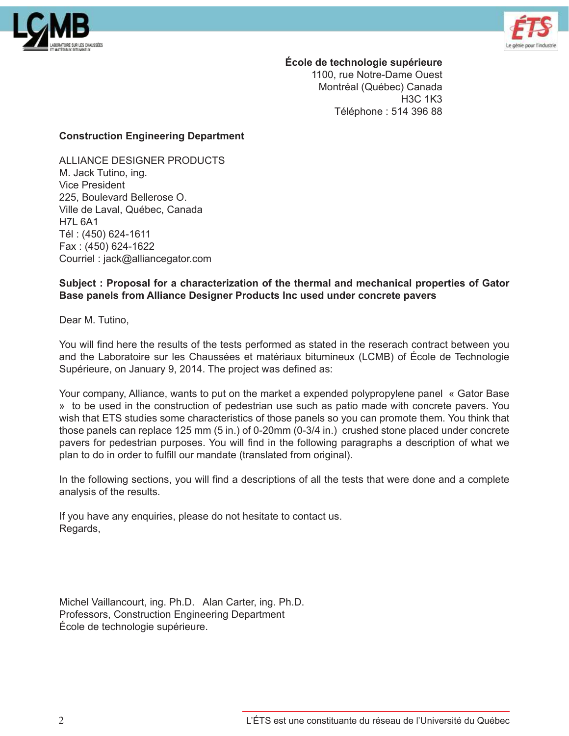**École de technologie supérieure**
1100, rue Notre-Dame Ouest
Montréal (Québec) Canada
H3C 1K3
Téléphone : 514 396 88

**Construction Engineering Department**

ALLIANCE DESIGNER PRODUCTS
M. Jack Tutino, ing.
Vice President
225, Boulevard Bellerose O.
Ville de Laval, Québec, Canada
H7L 6A1
Tél : (450) 624-1611
Fax : (450) 624-1622
Courriel : jack@alliancegator.com

**Subject : Proposal for a characterization of the thermal and mechanical properties of Gator Base panels from Alliance Designer Products Inc used under concrete pavers**

Dear M. Tutino,

You will find here the results of the tests performed as stated in the reserach contract between you and the Laboratoire sur les Chaussées et matériaux bitumineux (LCMB) of École de Technologie Supérieure, on January 9, 2014. The project was defined as:

Your company, Alliance, wants to put on the market a expended polypropylene panel « Gator Base » to be used in the construction of pedestrian use such as patio made with concrete pavers. You wish that ETS studies some characteristics of those panels so you can promote them. You think that those panels can replace 125 mm (5 in.) of 0-20mm (0-3/4 in.) crushed stone placed under concrete pavers for pedestrian purposes. You will find in the following paragraphs a description of what we plan to do in order to fulfill our mandate (translated from original).

In the following sections, you will find a descriptions of all the tests that were done and a complete analysis of the results.

If you have any enquiries, please do not hesitate to contact us.
Regards,

Michel Vaillancourt, ing. Ph.D. Alan Carter, ing. Ph.D.
Professors, Construction Engineering Department
École de technologie supérieure.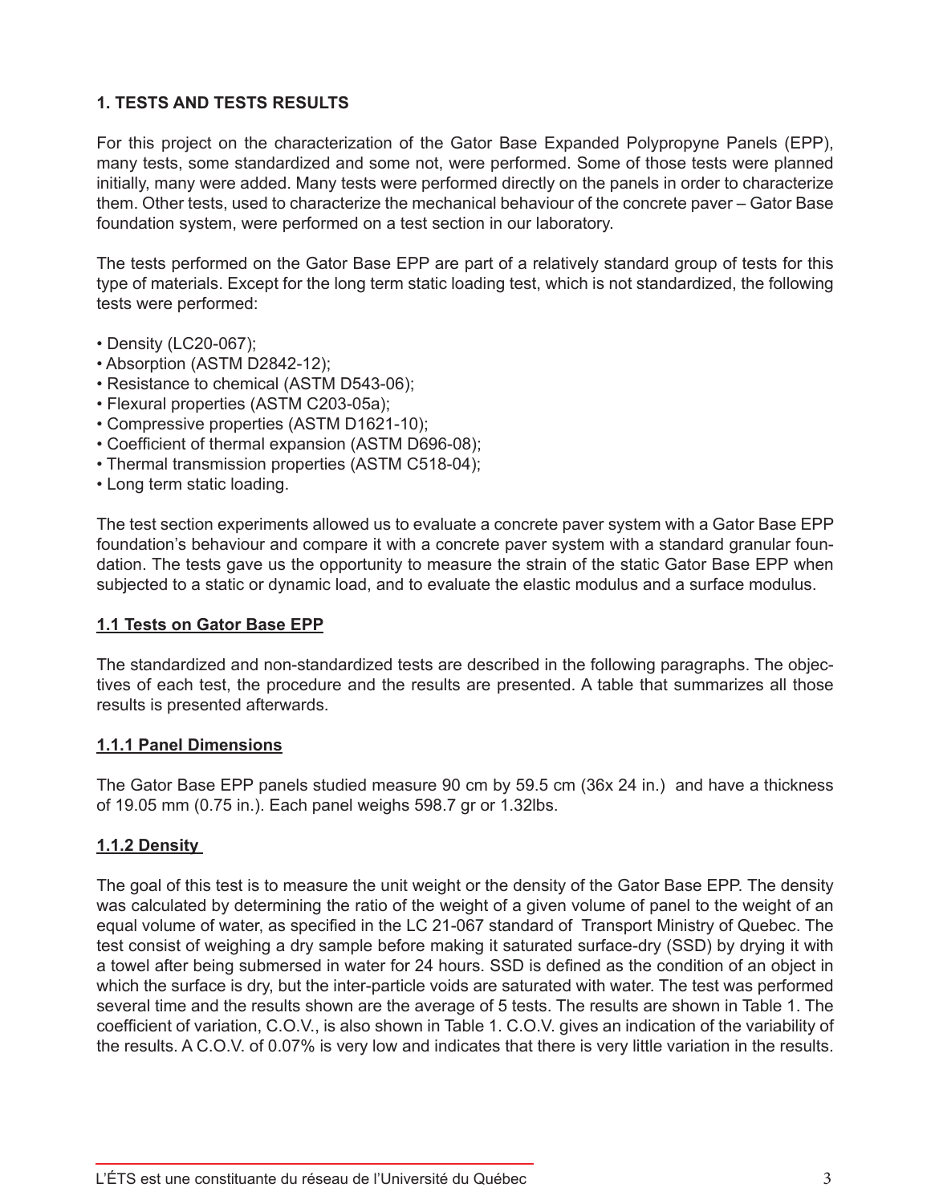## 1. TESTS AND TESTS RESULTS

For this project on the characterization of the Gator Base Expanded Polypropyne Panels (EPP), many tests, some standardized and some not, were performed. Some of those tests were planned initially, many were added. Many tests were performed directly on the panels in order to characterize them. Other tests, used to characterize the mechanical behaviour of the concrete paver – Gator Base foundation system, were performed on a test section in our laboratory.

The tests performed on the Gator Base EPP are part of a relatively standard group of tests for this type of materials. Except for the long term static loading test, which is not standardized, the following tests were performed:

- Density (LC20-067);
- Absorption (ASTM D2842-12);
- Resistance to chemical (ASTM D543-06);
- Flexural properties (ASTM C203-05a);
- Compressive properties (ASTM D1621-10);
- Coefficient of thermal expansion (ASTM D696-08);
- Thermal transmission properties (ASTM C518-04);
- Long term static loading.

The test section experiments allowed us to evaluate a concrete paver system with a Gator Base EPP foundation's behaviour and compare it with a concrete paver system with a standard granular foundation. The tests gave us the opportunity to measure the strain of the static Gator Base EPP when subjected to a static or dynamic load, and to evaluate the elastic modulus and a surface modulus.

### 1.1 Tests on Gator Base EPP

The standardized and non-standardized tests are described in the following paragraphs. The objectives of each test, the procedure and the results are presented. A table that summarizes all those results is presented afterwards.

#### 1.1.1 Panel Dimensions

The Gator Base EPP panels studied measure 90 cm by 59.5 cm (36x 24 in.) and have a thickness of 19.05 mm (0.75 in.). Each panel weighs 598.7 gr or 1.32lbs.

#### 1.1.2 Density

The goal of this test is to measure the unit weight or the density of the Gator Base EPP. The density was calculated by determining the ratio of the weight of a given volume of panel to the weight of an equal volume of water, as specified in the LC 21-067 standard of Transport Ministry of Quebec. The test consist of weighing a dry sample before making it saturated surface-dry (SSD) by drying it with a towel after being submersed in water for 24 hours. SSD is defined as the condition of an object in which the surface is dry, but the inter-particle voids are saturated with water. The test was performed several time and the results shown are the average of 5 tests. The results are shown in Table 1. The coefficient of variation, C.O.V., is also shown in Table 1. C.O.V. gives an indication of the variability of the results. A C.O.V. of 0.07% is very low and indicates that there is very little variation in the results.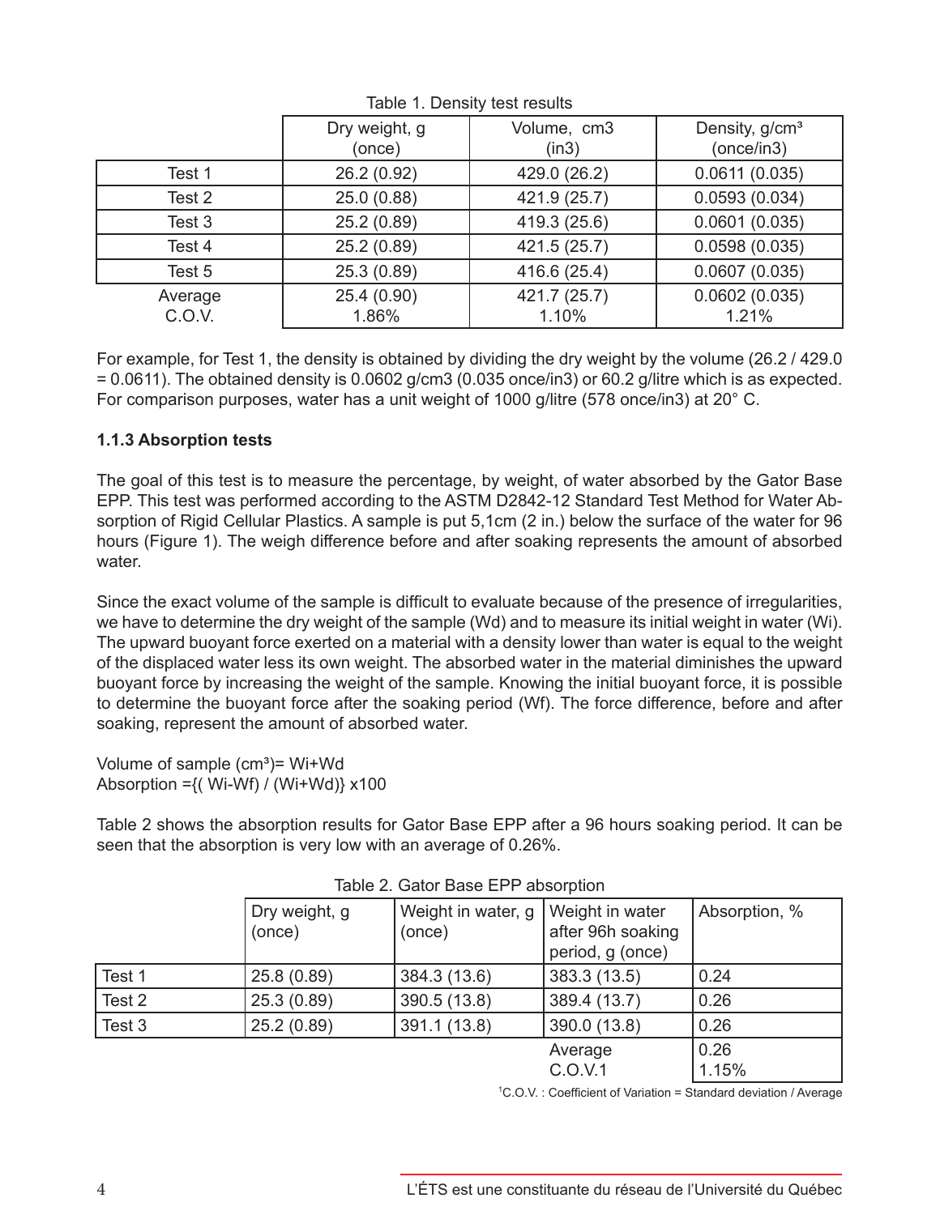Table 1. Density test results

| | Dry weight, g (once) | Volume, cm3 (in3) | Density, g/cm³ (once/in3) |
|---|---|---|---|
| Test 1 | 26.2 (0.92) | 429.0 (26.2) | 0.0611 (0.035) |
| Test 2 | 25.0 (0.88) | 421.9 (25.7) | 0.0593 (0.034) |
| Test 3 | 25.2 (0.89) | 419.3 (25.6) | 0.0601 (0.035) |
| Test 4 | 25.2 (0.89) | 421.5 (25.7) | 0.0598 (0.035) |
| Test 5 | 25.3 (0.89) | 416.6 (25.4) | 0.0607 (0.035) |
| Average<br>C.O.V. | 25.4 (0.90)<br>1.86% | 421.7 (25.7)<br>1.10% | 0.0602 (0.035)<br>1.21% |

For example, for Test 1, the density is obtained by dividing the dry weight by the volume (26.2 / 429.0 = 0.0611). The obtained density is 0.0602 g/cm3 (0.035 once/in3) or 60.2 g/litre which is as expected. For comparison purposes, water has a unit weight of 1000 g/litre (578 once/in3) at 20° C.

### 1.1.3 Absorption tests

The goal of this test is to measure the percentage, by weight, of water absorbed by the Gator Base EPP. This test was performed according to the ASTM D2842-12 Standard Test Method for Water Absorption of Rigid Cellular Plastics. A sample is put 5,1cm (2 in.) below the surface of the water for 96 hours (Figure 1). The weigh difference before and after soaking represents the amount of absorbed water.

Since the exact volume of the sample is difficult to evaluate because of the presence of irregularities, we have to determine the dry weight of the sample (Wd) and to measure its initial weight in water (Wi). The upward buoyant force exerted on a material with a density lower than water is equal to the weight of the displaced water less its own weight. The absorbed water in the material diminishes the upward buoyant force by increasing the weight of the sample. Knowing the initial buoyant force, it is possible to determine the buoyant force after the soaking period (Wf). The force difference, before and after soaking, represent the amount of absorbed water.

Volume of sample (cm³)= Wi+Wd
Absorption ={( Wi-Wf) / (Wi+Wd)} x100

Table 2 shows the absorption results for Gator Base EPP after a 96 hours soaking period. It can be seen that the absorption is very low with an average of 0.26%.

Table 2. Gator Base EPP absorption

| | Dry weight, g (once) | Weight in water, g (once) | Weight in water after 96h soaking period, g (once) | Absorption, % |
|---|---|---|---|---|
| Test 1 | 25.8 (0.89) | 384.3 (13.6) | 383.3 (13.5) | 0.24 |
| Test 2 | 25.3 (0.89) | 390.5 (13.8) | 389.4 (13.7) | 0.26 |
| Test 3 | 25.2 (0.89) | 391.1 (13.8) | 390.0 (13.8) | 0.26 |
| | | | Average<br>C.O.V.[1] | 0.26<br>1.15% |

[1]C.O.V. : Coefficient of Variation = Standard deviation / Average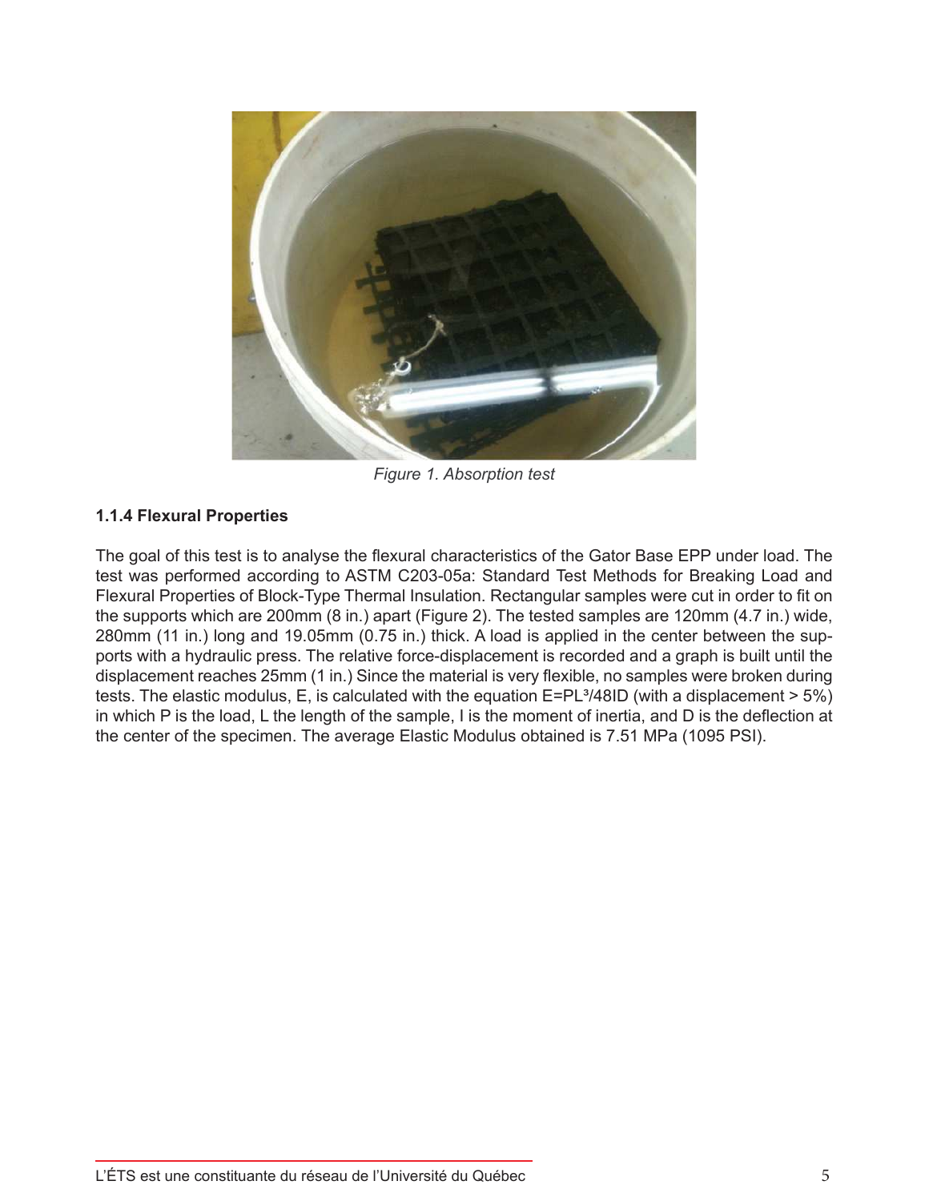*Figure 1. Absorption test*

### 1.1.4 Flexural Properties

The goal of this test is to analyse the flexural characteristics of the Gator Base EPP under load. The test was performed according to ASTM C203-05a: Standard Test Methods for Breaking Load and Flexural Properties of Block-Type Thermal Insulation. Rectangular samples were cut in order to fit on the supports which are 200mm (8 in.) apart (Figure 2). The tested samples are 120mm (4.7 in.) wide, 280mm (11 in.) long and 19.05mm (0.75 in.) thick. A load is applied in the center between the supports with a hydraulic press. The relative force-displacement is recorded and a graph is built until the displacement reaches 25mm (1 in.) Since the material is very flexible, no samples were broken during tests. The elastic modulus, E, is calculated with the equation $E=PL^3/48ID$ (with a displacement > 5%) in which P is the load, L the length of the sample, I is the moment of inertia, and D is the deflection at the center of the specimen. The average Elastic Modulus obtained is 7.51 MPa (1095 PSI).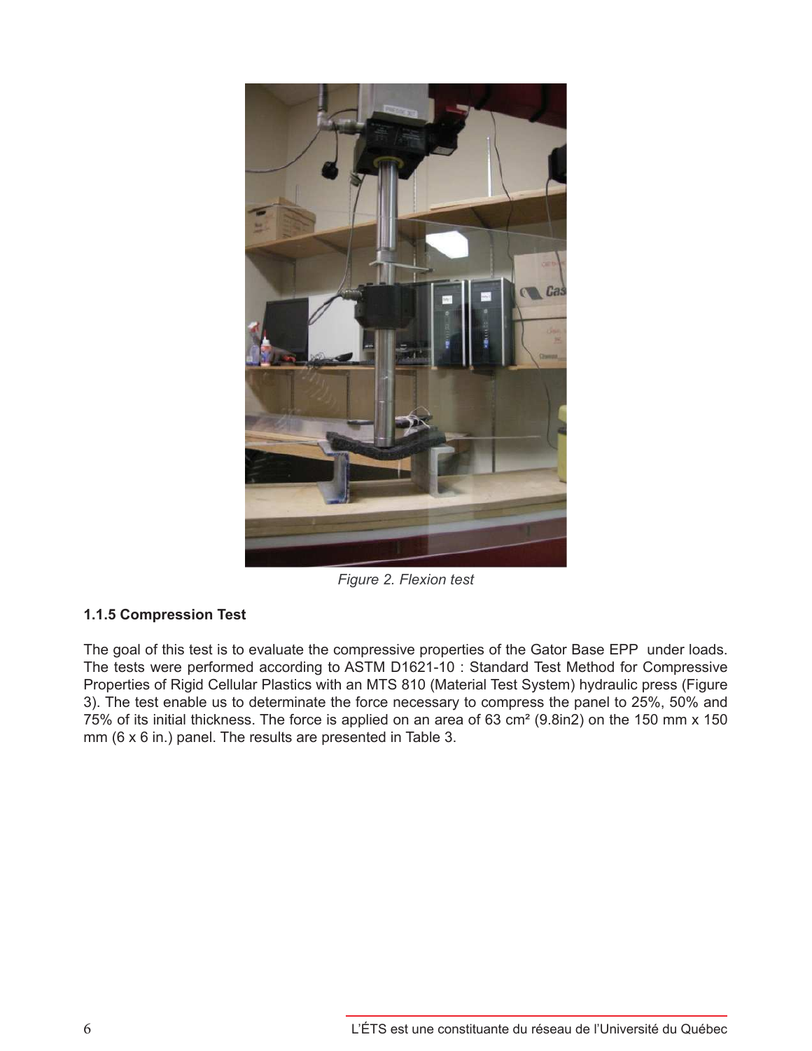*Figure 2. Flexion test*

**1.1.5 Compression Test**

The goal of this test is to evaluate the compressive properties of the Gator Base EPP under loads. The tests were performed according to ASTM D1621-10 : Standard Test Method for Compressive Properties of Rigid Cellular Plastics with an MTS 810 (Material Test System) hydraulic press (Figure 3). The test enable us to determinate the force necessary to compress the panel to 25%, 50% and 75% of its initial thickness. The force is applied on an area of 63 cm² (9.8in2) on the 150 mm x 150 mm (6 x 6 in.) panel. The results are presented in Table 3.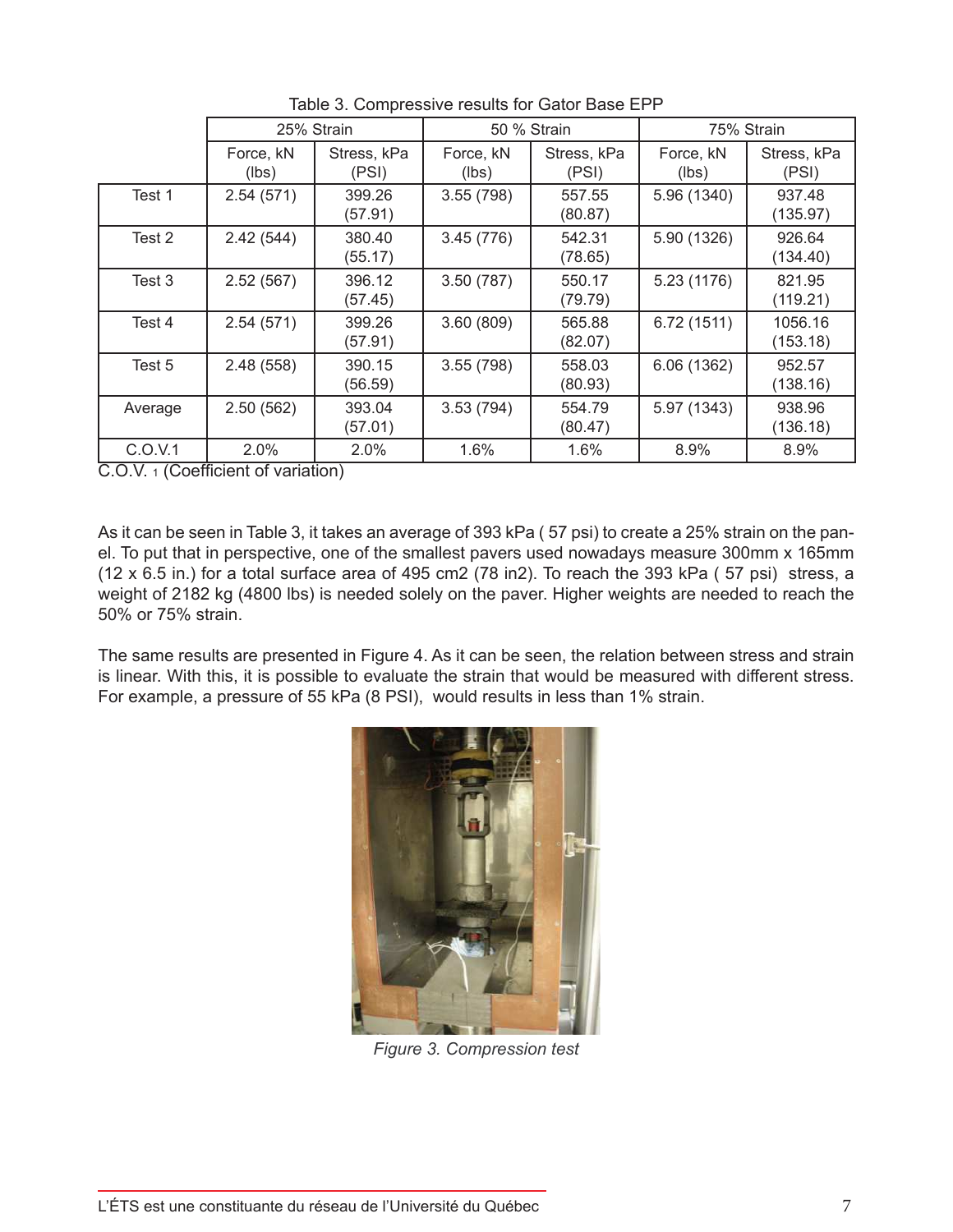Table 3. Compressive results for Gator Base EPP

| | 25% Strain | | 50 % Strain | | 75% Strain | |
|---|---|---|---|---|---|---|
| | Force, kN (lbs) | Stress, kPa (PSI) | Force, kN (lbs) | Stress, kPa (PSI) | Force, kN (lbs) | Stress, kPa (PSI) |
| Test 1 | 2.54 (571) | 399.26 (57.91) | 3.55 (798) | 557.55 (80.87) | 5.96 (1340) | 937.48 (135.97) |
| Test 2 | 2.42 (544) | 380.40 (55.17) | 3.45 (776) | 542.31 (78.65) | 5.90 (1326) | 926.64 (134.40) |
| Test 3 | 2.52 (567) | 396.12 (57.45) | 3.50 (787) | 550.17 (79.79) | 5.23 (1176) | 821.95 (119.21) |
| Test 4 | 2.54 (571) | 399.26 (57.91) | 3.60 (809) | 565.88 (82.07) | 6.72 (1511) | 1056.16 (153.18) |
| Test 5 | 2.48 (558) | 390.15 (56.59) | 3.55 (798) | 558.03 (80.93) | 6.06 (1362) | 952.57 (138.16) |
| Average | 2.50 (562) | 393.04 (57.01) | 3.53 (794) | 554.79 (80.47) | 5.97 (1343) | 938.96 (136.18) |
| C.O.V.1 | 2.0% | 2.0% | 1.6% | 1.6% | 8.9% | 8.9% |

C.O.V. 1 (Coefficient of variation)

As it can be seen in Table 3, it takes an average of 393 kPa ( 57 psi) to create a 25% strain on the panel. To put that in perspective, one of the smallest pavers used nowadays measure 300mm x 165mm (12 x 6.5 in.) for a total surface area of 495 cm2 (78 in2). To reach the 393 kPa ( 57 psi) stress, a weight of 2182 kg (4800 lbs) is needed solely on the paver. Higher weights are needed to reach the 50% or 75% strain.

The same results are presented in Figure 4. As it can be seen, the relation between stress and strain is linear. With this, it is possible to evaluate the strain that would be measured with different stress. For example, a pressure of 55 kPa (8 PSI), would results in less than 1% strain.

*Figure 3. Compression test*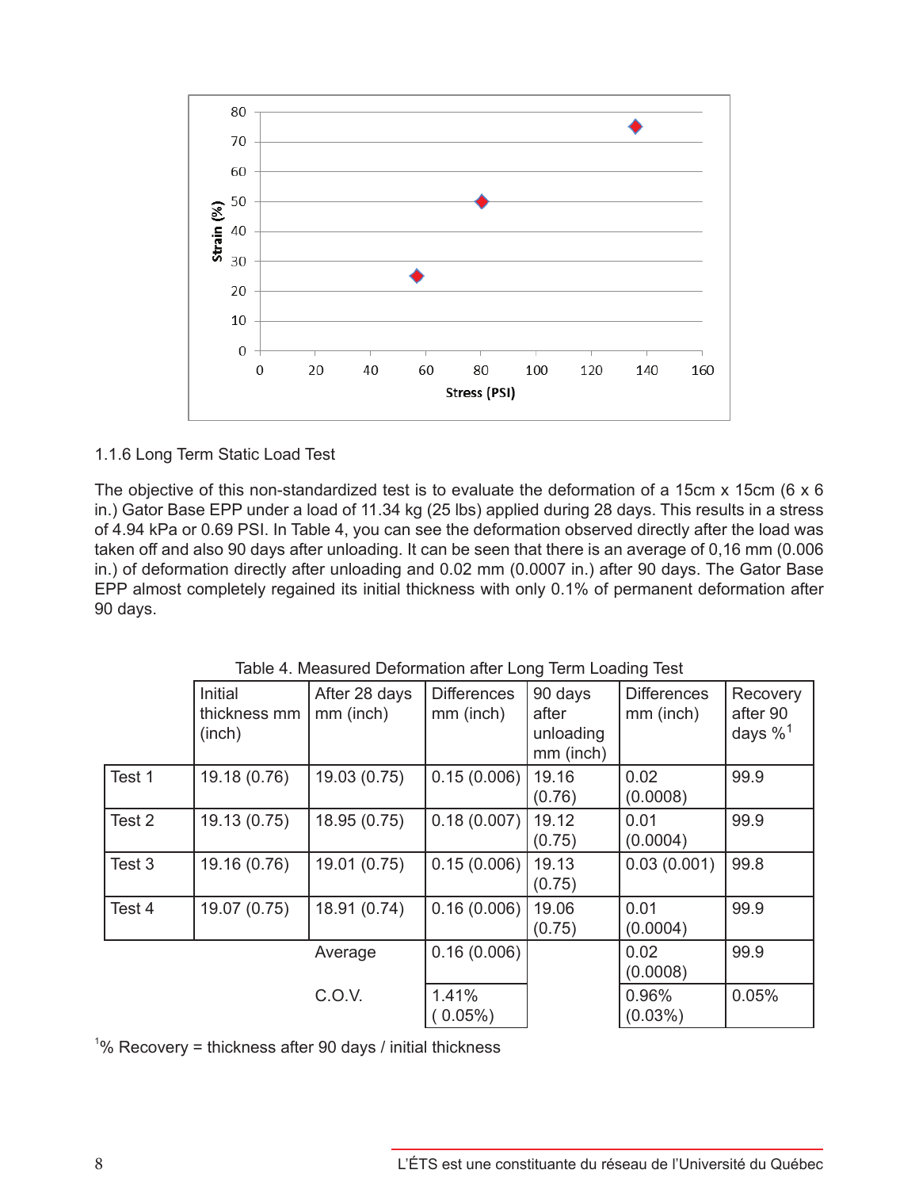### 1.1.6 Long Term Static Load Test

The objective of this non-standardized test is to evaluate the deformation of a 15cm x 15cm (6 x 6 in.) Gator Base EPP under a load of 11.34 kg (25 lbs) applied during 28 days. This results in a stress of 4.94 kPa or 0.69 PSI. In Table 4, you can see the deformation observed directly after the load was taken off and also 90 days after unloading. It can be seen that there is an average of 0,16 mm (0.006 in.) of deformation directly after unloading and 0.02 mm (0.0007 in.) after 90 days. The Gator Base EPP almost completely regained its initial thickness with only 0.1% of permanent deformation after 90 days.

Table 4. Measured Deformation after Long Term Loading Test

| | Initial thickness mm (inch) | After 28 days mm (inch) | Differences mm (inch) | 90 days after unloading mm (inch) | Differences mm (inch) | Recovery after 90 days %[1] |
|---|---|---|---|---|---|---|
| Test 1 | 19.18 (0.76) | 19.03 (0.75) | 0.15 (0.006) | 19.16 (0.76) | 0.02 (0.0008) | 99.9 |
| Test 2 | 19.13 (0.75) | 18.95 (0.75) | 0.18 (0.007) | 19.12 (0.75) | 0.01 (0.0004) | 99.9 |
| Test 3 | 19.16 (0.76) | 19.01 (0.75) | 0.15 (0.006) | 19.13 (0.75) | 0.03 (0.001) | 99.8 |
| Test 4 | 19.07 (0.75) | 18.91 (0.74) | 0.16 (0.006) | 19.06 (0.75) | 0.01 (0.0004) | 99.9 |
| | | Average | 0.16 (0.006) | | 0.02 (0.0008) | 99.9 |
| | | C.O.V. | 1.41% ( 0.05%) | | 0.96% (0.03%) | 0.05% |

[1]% Recovery = thickness after 90 days / initial thickness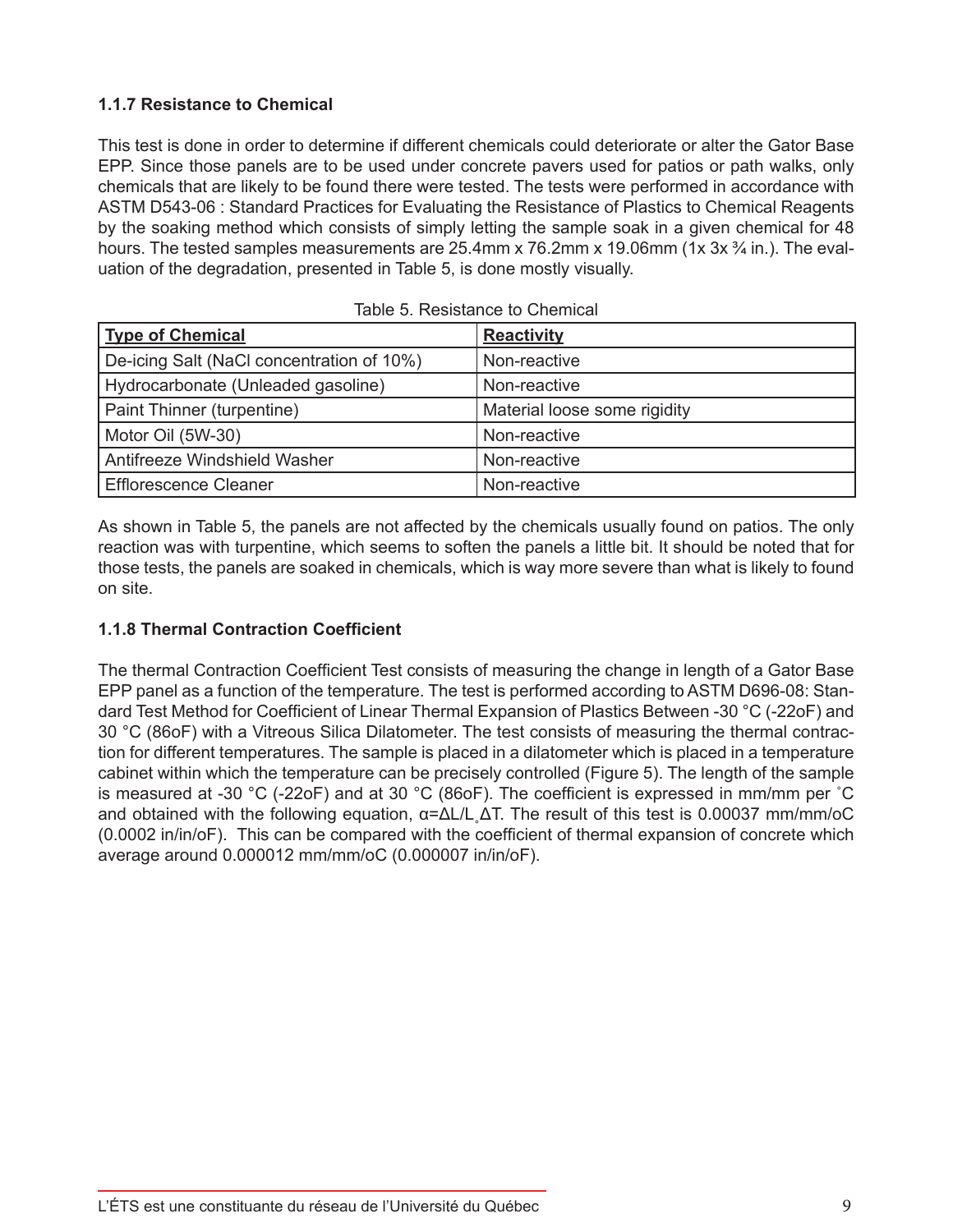### 1.1.7 Resistance to Chemical

This test is done in order to determine if different chemicals could deteriorate or alter the Gator Base EPP. Since those panels are to be used under concrete pavers used for patios or path walks, only chemicals that are likely to be found there were tested. The tests were performed in accordance with ASTM D543-06 : Standard Practices for Evaluating the Resistance of Plastics to Chemical Reagents by the soaking method which consists of simply letting the sample soak in a given chemical for 48 hours. The tested samples measurements are 25.4mm x 76.2mm x 19.06mm (1x 3x ¾ in.). The evaluation of the degradation, presented in Table 5, is done mostly visually.

Table 5. Resistance to Chemical

| Type of Chemical | Reactivity |
|---|---|
| De-icing Salt (NaCl concentration of 10%) | Non-reactive |
| Hydrocarbonate (Unleaded gasoline) | Non-reactive |
| Paint Thinner (turpentine) | Material loose some rigidity |
| Motor Oil (5W-30) | Non-reactive |
| Antifreeze Windshield Washer | Non-reactive |
| Efflorescence Cleaner | Non-reactive |

As shown in Table 5, the panels are not affected by the chemicals usually found on patios. The only reaction was with turpentine, which seems to soften the panels a little bit. It should be noted that for those tests, the panels are soaked in chemicals, which is way more severe than what is likely to found on site.

### 1.1.8 Thermal Contraction Coefficient

The thermal Contraction Coefficient Test consists of measuring the change in length of a Gator Base EPP panel as a function of the temperature. The test is performed according to ASTM D696-08: Standard Test Method for Coefficient of Linear Thermal Expansion of Plastics Between -30 °C (-22oF) and 30 °C (86oF) with a Vitreous Silica Dilatometer. The test consists of measuring the thermal contraction for different temperatures. The sample is placed in a dilatometer which is placed in a temperature cabinet within which the temperature can be precisely controlled (Figure 5). The length of the sample is measured at -30 °C (-22oF) and at 30 °C (86oF). The coefficient is expressed in mm/mm per ˚C and obtained with the following equation, $\alpha = \Delta L / L_{\circ} \Delta T$. The result of this test is 0.00037 mm/mm/oC (0.0002 in/in/oF). This can be compared with the coefficient of thermal expansion of concrete which average around 0.000012 mm/mm/oC (0.000007 in/in/oF).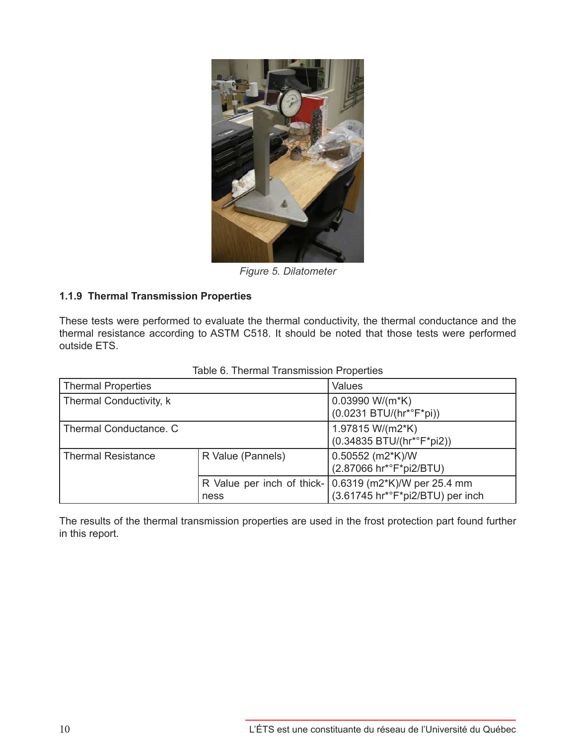Figure 5. Dilatometer

### 1.1.9 Thermal Transmission Properties

These tests were performed to evaluate the thermal conductivity, the thermal conductance and the thermal resistance according to ASTM C518. It should be noted that those tests were performed outside ETS.

Table 6. Thermal Transmission Properties

| Thermal Properties | | Values |
|---|---|---|
| Thermal Conductivity, k | | 0.03990 W/(m*K) (0.0231 BTU/(hr*°F*pi)) |
| Thermal Conductance. C | | 1.97815 W/(m2*K) (0.34835 BTU/(hr*°F*pi2)) |
| Thermal Resistance | R Value (Pannels) | 0.50552 (m2*K)/W (2.87066 hr*°F*pi2/BTU) |
| | R Value per inch of thickness | 0.6319 (m2*K)/W per 25.4 mm (3.61745 hr*°F*pi2/BTU) per inch |

The results of the thermal transmission properties are used in the frost protection part found further in this report.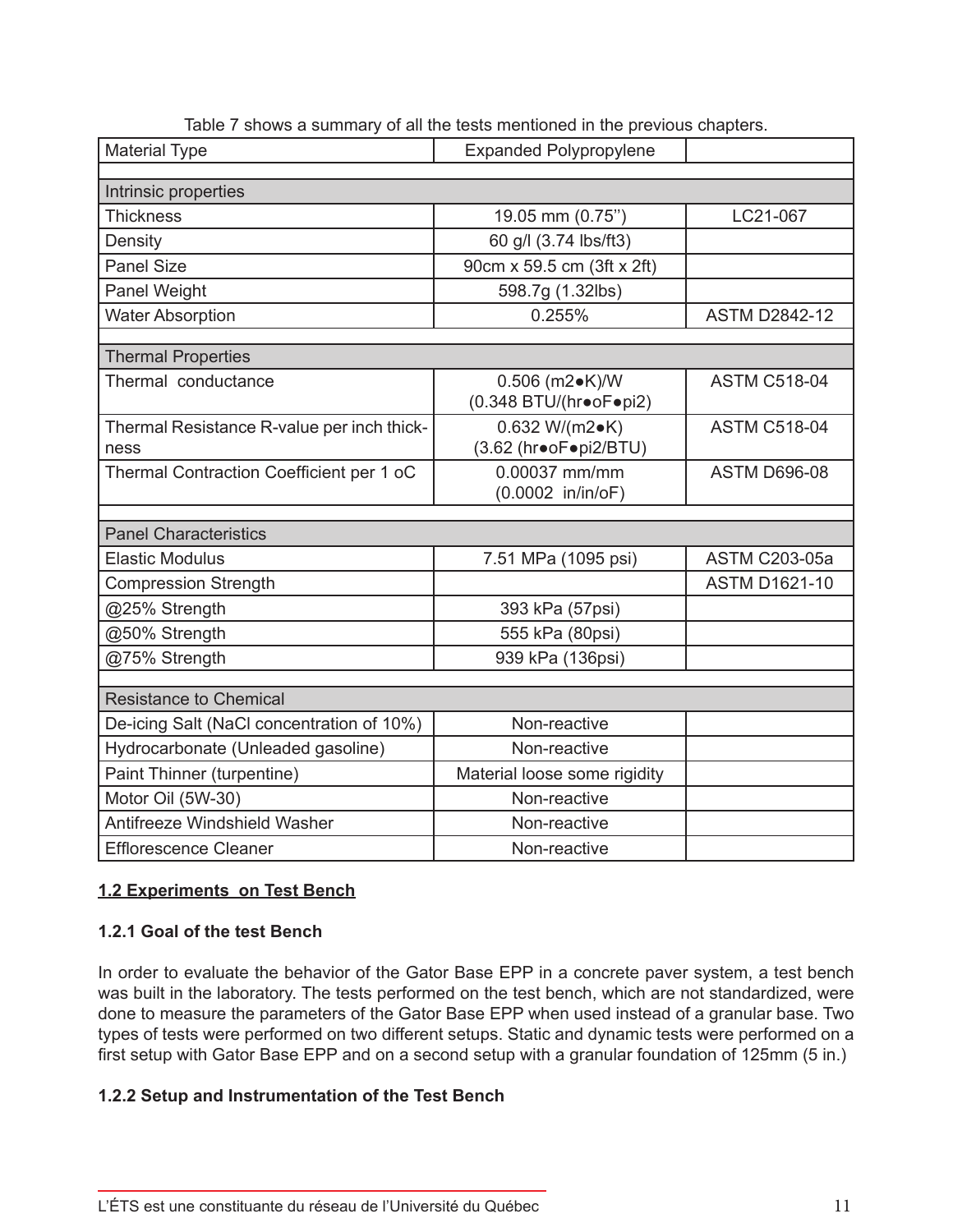Table 7 shows a summary of all the tests mentioned in the previous chapters.

| Material Type | Expanded Polypropylene | |
|---|---|---|
| | | |
| Intrinsic properties | | |
| Thickness | 19.05 mm (0.75'') | LC21-067 |
| Density | 60 g/l (3.74 lbs/ft3) | |
| Panel Size | 90cm x 59.5 cm (3ft x 2ft) | |
| Panel Weight | 598.7g (1.32lbs) | |
| Water Absorption | 0.255% | ASTM D2842-12 |
| | | |
| Thermal Properties | | |
| Thermal conductance | 0.506 (m2•K)/W (0.348 BTU/(hr•oF•pi2) | ASTM C518-04 |
| Thermal Resistance R-value per inch thickness | 0.632 W/(m2•K) (3.62 (hr•oF•pi2/BTU) | ASTM C518-04 |
| Thermal Contraction Coefficient per 1 oC | 0.00037 mm/mm (0.0002 in/in/oF) | ASTM D696-08 |
| | | |
| Panel Characteristics | | |
| Elastic Modulus | 7.51 MPa (1095 psi) | ASTM C203-05a |
| Compression Strength | | ASTM D1621-10 |
| @25% Strength | 393 kPa (57psi) | |
| @50% Strength | 555 kPa (80psi) | |
| @75% Strength | 939 kPa (136psi) | |
| | | |
| Resistance to Chemical | | |
| De-icing Salt (NaCl concentration of 10%) | Non-reactive | |
| Hydrocarbonate (Unleaded gasoline) | Non-reactive | |
| Paint Thinner (turpentine) | Material loose some rigidity | |
| Motor Oil (5W-30) | Non-reactive | |
| Antifreeze Windshield Washer | Non-reactive | |
| Efflorescence Cleaner | Non-reactive | |

## 1.2 Experiments on Test Bench

### 1.2.1 Goal of the test Bench

In order to evaluate the behavior of the Gator Base EPP in a concrete paver system, a test bench was built in the laboratory. The tests performed on the test bench, which are not standardized, were done to measure the parameters of the Gator Base EPP when used instead of a granular base. Two types of tests were performed on two different setups. Static and dynamic tests were performed on a first setup with Gator Base EPP and on a second setup with a granular foundation of 125mm (5 in.)

### 1.2.2 Setup and Instrumentation of the Test Bench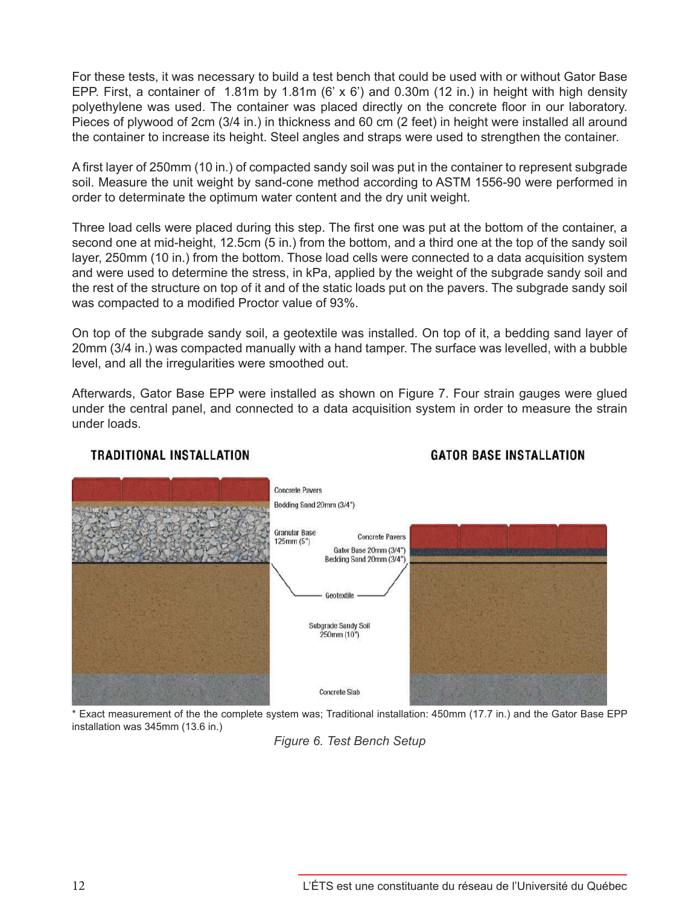For these tests, it was necessary to build a test bench that could be used with or without Gator Base EPP. First, a container of 1.81m by 1.81m (6' x 6') and 0.30m (12 in.) in height with high density polyethylene was used. The container was placed directly on the concrete floor in our laboratory. Pieces of plywood of 2cm (3/4 in.) in thickness and 60 cm (2 feet) in height were installed all around the container to increase its height. Steel angles and straps were used to strengthen the container.

A first layer of 250mm (10 in.) of compacted sandy soil was put in the container to represent subgrade soil. Measure the unit weight by sand-cone method according to ASTM 1556-90 were performed in order to determinate the optimum water content and the dry unit weight.

Three load cells were placed during this step. The first one was put at the bottom of the container, a second one at mid-height, 12.5cm (5 in.) from the bottom, and a third one at the top of the sandy soil layer, 250mm (10 in.) from the bottom. Those load cells were connected to a data acquisition system and were used to determine the stress, in kPa, applied by the weight of the subgrade sandy soil and the rest of the structure on top of it and of the static loads put on the pavers. The subgrade sandy soil was compacted to a modified Proctor value of 93%.

On top of the subgrade sandy soil, a geotextile was installed. On top of it, a bedding sand layer of 20mm (3/4 in.) was compacted manually with a hand tamper. The surface was levelled, with a bubble level, and all the irregularities were smoothed out.

Afterwards, Gator Base EPP were installed as shown on Figure 7. Four strain gauges were glued under the central panel, and connected to a data acquisition system in order to measure the strain under loads.

**TRADITIONAL INSTALLATION** | **GATOR BASE INSTALLATION**

Concrete Pavers
Bedding Sand 20mm (3/4")
Granular Base 125mm (5")
Concrete Pavers
Gator Base 20mm (3/4")
Bedding Sand 20mm (3/4")
Geotextile
Subgrade Sandy Soil 250mm (10")
Concrete Slab

\* Exact measurement of the the complete system was; Traditional installation: 450mm (17.7 in.) and the Gator Base EPP installation was 345mm (13.6 in.)

*Figure 6. Test Bench Setup*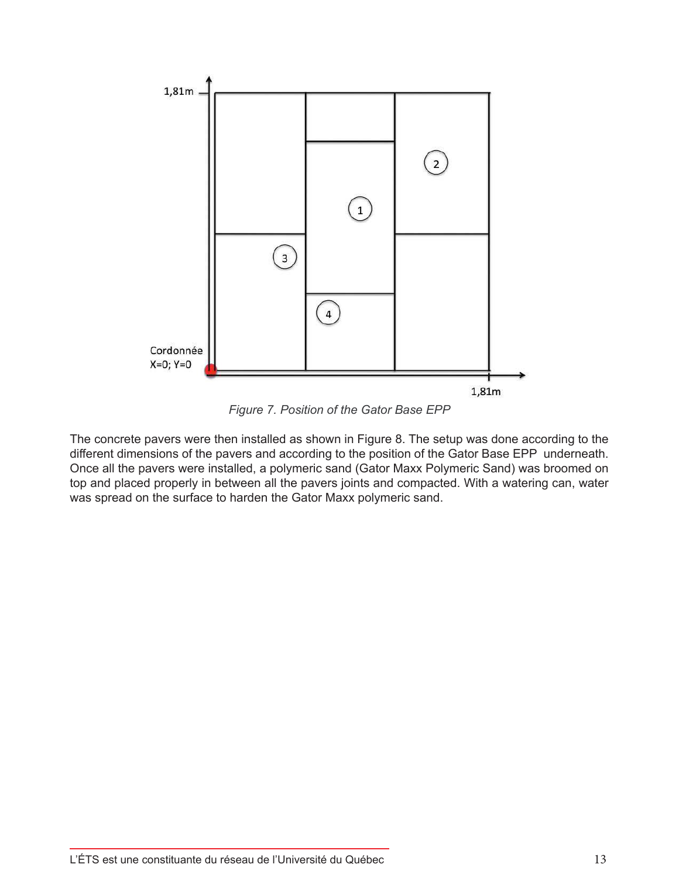*Figure 7. Position of the Gator Base EPP*

The concrete pavers were then installed as shown in Figure 8. The setup was done according to the different dimensions of the pavers and according to the position of the Gator Base EPP underneath. Once all the pavers were installed, a polymeric sand (Gator Maxx Polymeric Sand) was broomed on top and placed properly in between all the pavers joints and compacted. With a watering can, water was spread on the surface to harden the Gator Maxx polymeric sand.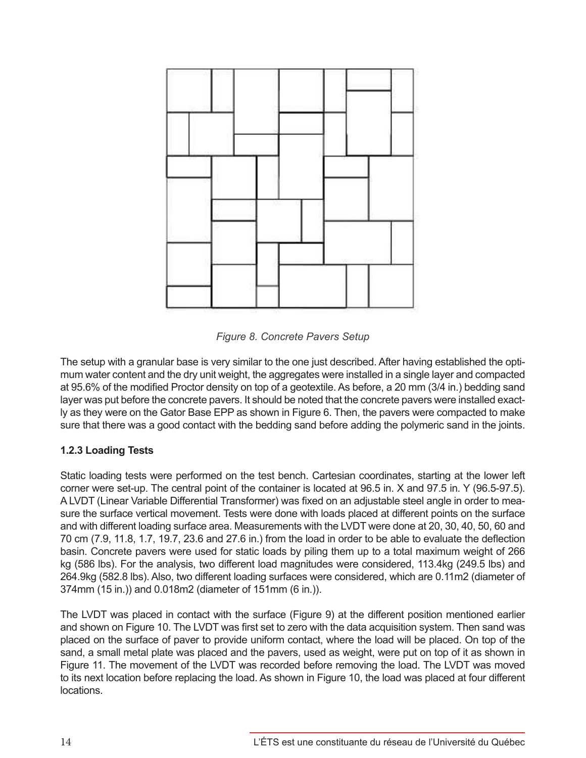*Figure 8. Concrete Pavers Setup*

The setup with a granular base is very similar to the one just described. After having established the optimum water content and the dry unit weight, the aggregates were installed in a single layer and compacted at 95.6% of the modified Proctor density on top of a geotextile. As before, a 20 mm (3/4 in.) bedding sand layer was put before the concrete pavers. It should be noted that the concrete pavers were installed exactly as they were on the Gator Base EPP as shown in Figure 6. Then, the pavers were compacted to make sure that there was a good contact with the bedding sand before adding the polymeric sand in the joints.

### 1.2.3 Loading Tests

Static loading tests were performed on the test bench. Cartesian coordinates, starting at the lower left corner were set-up. The central point of the container is located at 96.5 in. X and 97.5 in. Y (96.5-97.5). A LVDT (Linear Variable Differential Transformer) was fixed on an adjustable steel angle in order to measure the surface vertical movement. Tests were done with loads placed at different points on the surface and with different loading surface area. Measurements with the LVDT were done at 20, 30, 40, 50, 60 and 70 cm (7.9, 11.8, 1.7, 19.7, 23.6 and 27.6 in.) from the load in order to be able to evaluate the deflection basin. Concrete pavers were used for static loads by piling them up to a total maximum weight of 266 kg (586 lbs). For the analysis, two different load magnitudes were considered, 113.4kg (249.5 lbs) and 264.9kg (582.8 lbs). Also, two different loading surfaces were considered, which are 0.11m2 (diameter of 374mm (15 in.)) and 0.018m2 (diameter of 151mm (6 in.)).

The LVDT was placed in contact with the surface (Figure 9) at the different position mentioned earlier and shown on Figure 10. The LVDT was first set to zero with the data acquisition system. Then sand was placed on the surface of paver to provide uniform contact, where the load will be placed. On top of the sand, a small metal plate was placed and the pavers, used as weight, were put on top of it as shown in Figure 11. The movement of the LVDT was recorded before removing the load. The LVDT was moved to its next location before replacing the load. As shown in Figure 10, the load was placed at four different locations.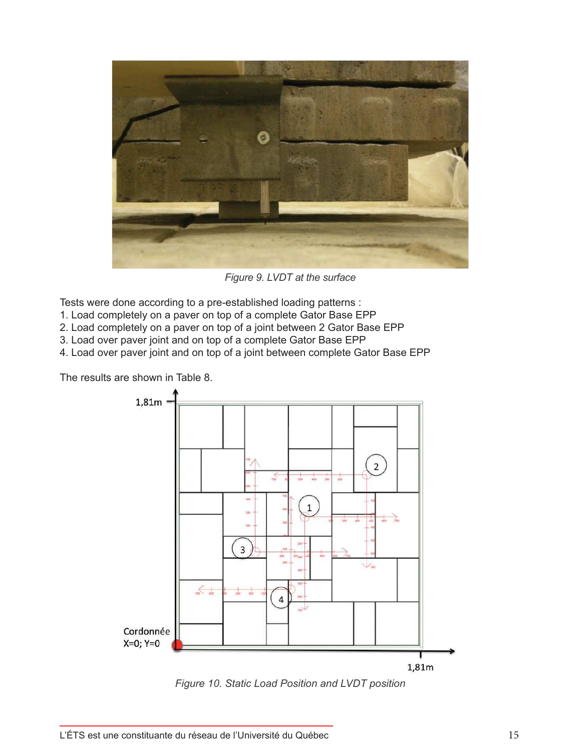Figure 9. LVDT at the surface

Tests were done according to a pre-established loading patterns :

1. Load completely on a paver on top of a complete Gator Base EPP
2. Load completely on a paver on top of a joint between 2 Gator Base EPP
3. Load over paver joint and on top of a complete Gator Base EPP
4. Load over paver joint and on top of a joint between complete Gator Base EPP

The results are shown in Table 8.

Figure 10. Static Load Position and LVDT position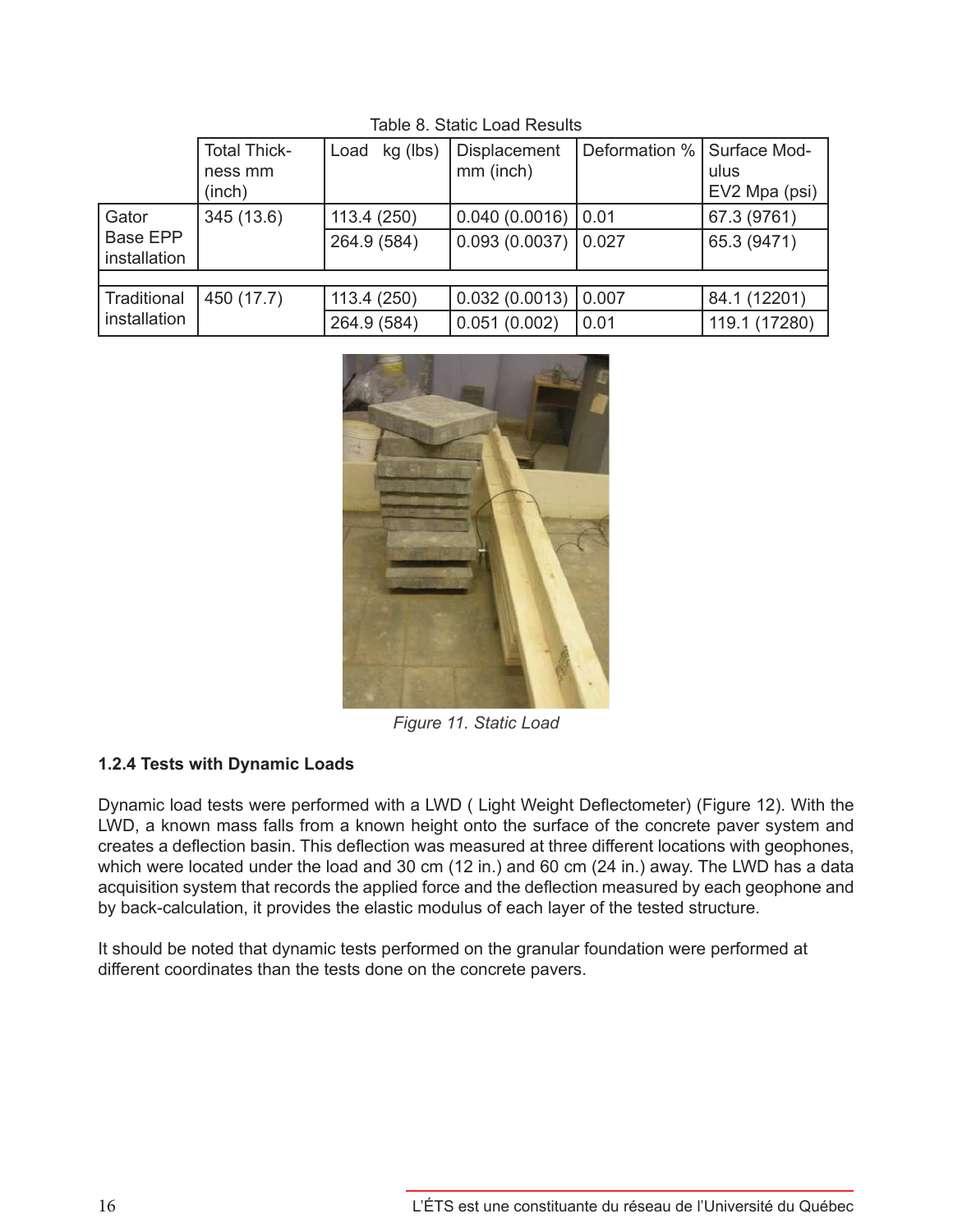Table 8. Static Load Results

| | Total Thickness mm (inch) | Load kg (lbs) | Displacement mm (inch) | Deformation % | Surface Modulus EV2 Mpa (psi) |
|---|---|---|---|---|---|
| Gator Base EPP installation | 345 (13.6) | 113.4 (250) | 0.040 (0.0016) | 0.01 | 67.3 (9761) |
| | | 264.9 (584) | 0.093 (0.0037) | 0.027 | 65.3 (9471) |
| | | | | | |
| Traditional installation | 450 (17.7) | 113.4 (250) | 0.032 (0.0013) | 0.007 | 84.1 (12201) |
| | | 264.9 (584) | 0.051 (0.002) | 0.01 | 119.1 (17280) |

*Figure 11. Static Load*

### 1.2.4 Tests with Dynamic Loads

Dynamic load tests were performed with a LWD ( Light Weight Deflectometer) (Figure 12). With the LWD, a known mass falls from a known height onto the surface of the concrete paver system and creates a deflection basin. This deflection was measured at three different locations with geophones, which were located under the load and 30 cm (12 in.) and 60 cm (24 in.) away. The LWD has a data acquisition system that records the applied force and the deflection measured by each geophone and by back-calculation, it provides the elastic modulus of each layer of the tested structure.

It should be noted that dynamic tests performed on the granular foundation were performed at different coordinates than the tests done on the concrete pavers.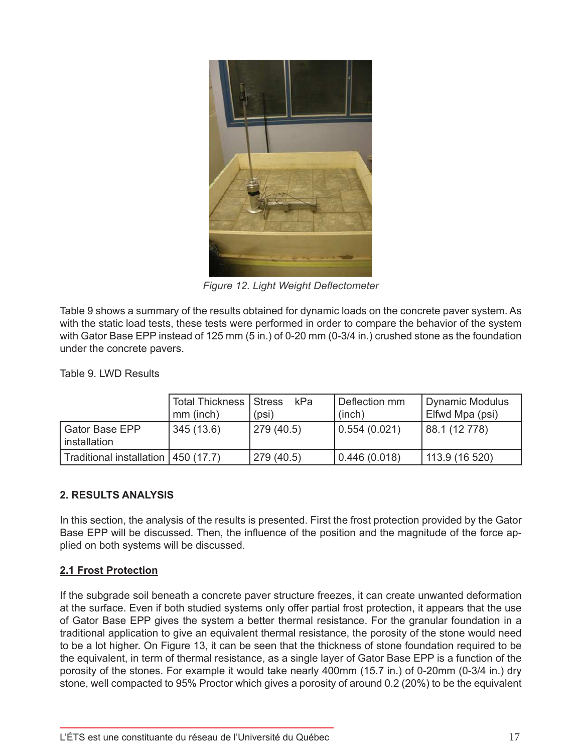*Figure 12. Light Weight Deflectometer*

Table 9 shows a summary of the results obtained for dynamic loads on the concrete paver system. As with the static load tests, these tests were performed in order to compare the behavior of the system with Gator Base EPP instead of 125 mm (5 in.) of 0-20 mm (0-3/4 in.) crushed stone as the foundation under the concrete pavers.

Table 9. LWD Results

| | Total Thickness mm (inch) | Stress kPa (psi) | Deflection mm (inch) | Dynamic Modulus Elfwd Mpa (psi) |
|---|---|---|---|---|
| Gator Base EPP installation | 345 (13.6) | 279 (40.5) | 0.554 (0.021) | 88.1 (12 778) |
| Traditional installation | 450 (17.7) | 279 (40.5) | 0.446 (0.018) | 113.9 (16 520) |

## 2. RESULTS ANALYSIS

In this section, the analysis of the results is presented. First the frost protection provided by the Gator Base EPP will be discussed. Then, the influence of the position and the magnitude of the force applied on both systems will be discussed.

### 2.1 Frost Protection

If the subgrade soil beneath a concrete paver structure freezes, it can create unwanted deformation at the surface. Even if both studied systems only offer partial frost protection, it appears that the use of Gator Base EPP gives the system a better thermal resistance. For the granular foundation in a traditional application to give an equivalent thermal resistance, the porosity of the stone would need to be a lot higher. On Figure 13, it can be seen that the thickness of stone foundation required to be the equivalent, in term of thermal resistance, as a single layer of Gator Base EPP is a function of the porosity of the stones. For example it would take nearly 400mm (15.7 in.) of 0-20mm (0-3/4 in.) dry stone, well compacted to 95% Proctor which gives a porosity of around 0.2 (20%) to be the equivalent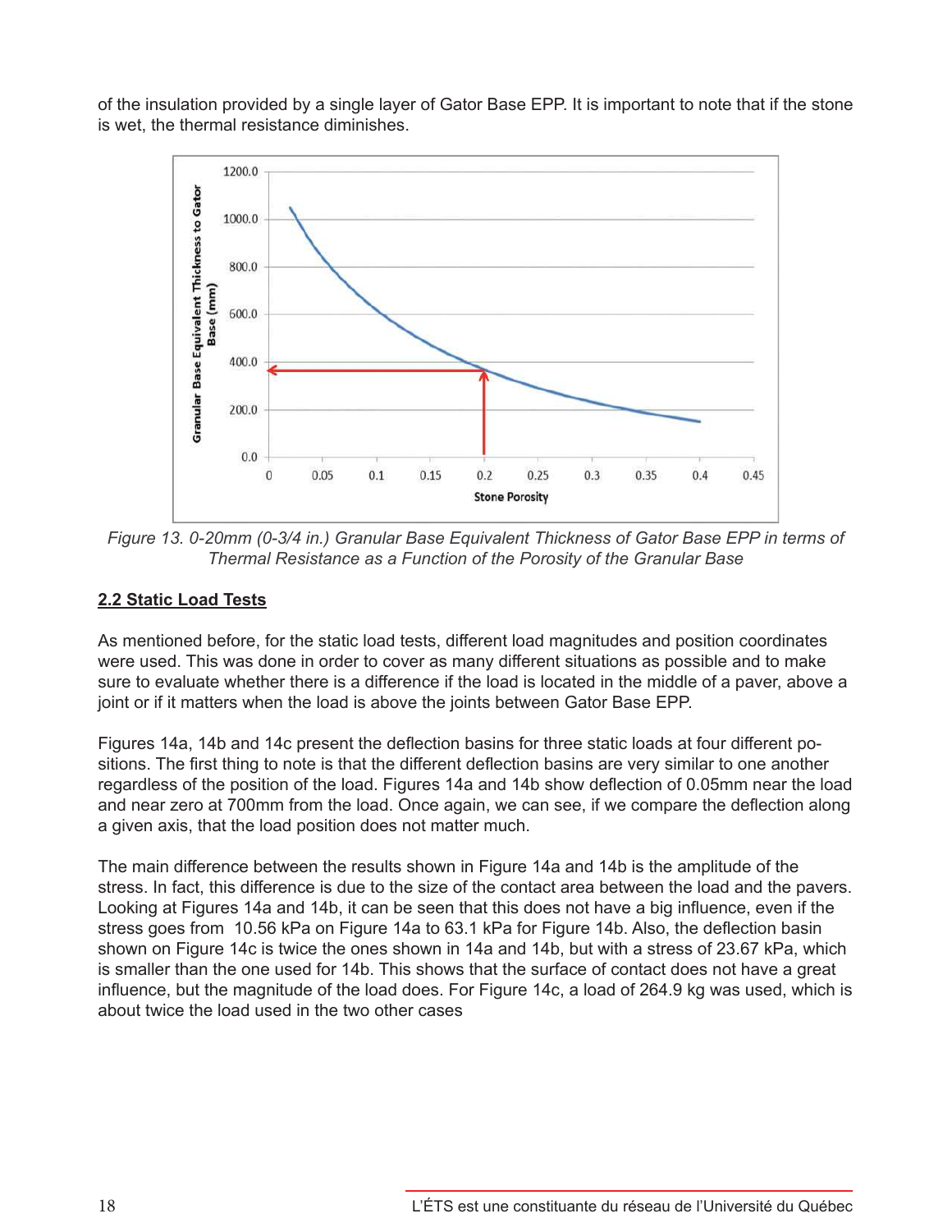of the insulation provided by a single layer of Gator Base EPP. It is important to note that if the stone is wet, the thermal resistance diminishes.

*Figure 13. 0-20mm (0-3/4 in.) Granular Base Equivalent Thickness of Gator Base EPP in terms of Thermal Resistance as a Function of the Porosity of the Granular Base*

## 2.2 Static Load Tests

As mentioned before, for the static load tests, different load magnitudes and position coordinates were used. This was done in order to cover as many different situations as possible and to make sure to evaluate whether there is a difference if the load is located in the middle of a paver, above a joint or if it matters when the load is above the joints between Gator Base EPP.

Figures 14a, 14b and 14c present the deflection basins for three static loads at four different positions. The first thing to note is that the different deflection basins are very similar to one another regardless of the position of the load. Figures 14a and 14b show deflection of 0.05mm near the load and near zero at 700mm from the load. Once again, we can see, if we compare the deflection along a given axis, that the load position does not matter much.

The main difference between the results shown in Figure 14a and 14b is the amplitude of the stress. In fact, this difference is due to the size of the contact area between the load and the pavers. Looking at Figures 14a and 14b, it can be seen that this does not have a big influence, even if the stress goes from 10.56 kPa on Figure 14a to 63.1 kPa for Figure 14b. Also, the deflection basin shown on Figure 14c is twice the ones shown in 14a and 14b, but with a stress of 23.67 kPa, which is smaller than the one used for 14b. This shows that the surface of contact does not have a great influence, but the magnitude of the load does. For Figure 14c, a load of 264.9 kg was used, which is about twice the load used in the two other cases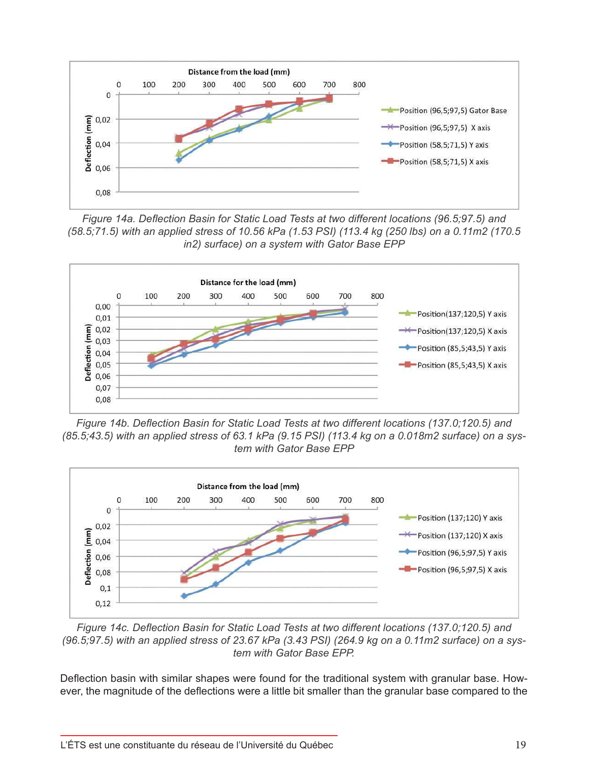*Figure 14a. Deflection Basin for Static Load Tests at two different locations (96.5;97.5) and (58.5;71.5) with an applied stress of 10.56 kPa (1.53 PSI) (113.4 kg (250 lbs) on a 0.11m2 (170.5 in2) surface) on a system with Gator Base EPP*

*Figure 14b. Deflection Basin for Static Load Tests at two different locations (137.0;120.5) and (85.5;43.5) with an applied stress of 63.1 kPa (9.15 PSI) (113.4 kg on a 0.018m2 surface) on a system with Gator Base EPP*

*Figure 14c. Deflection Basin for Static Load Tests at two different locations (137.0;120.5) and (96.5;97.5) with an applied stress of 23.67 kPa (3.43 PSI) (264.9 kg on a 0.11m2 surface) on a system with Gator Base EPP.*

Deflection basin with similar shapes were found for the traditional system with granular base. However, the magnitude of the deflections were a little bit smaller than the granular base compared to the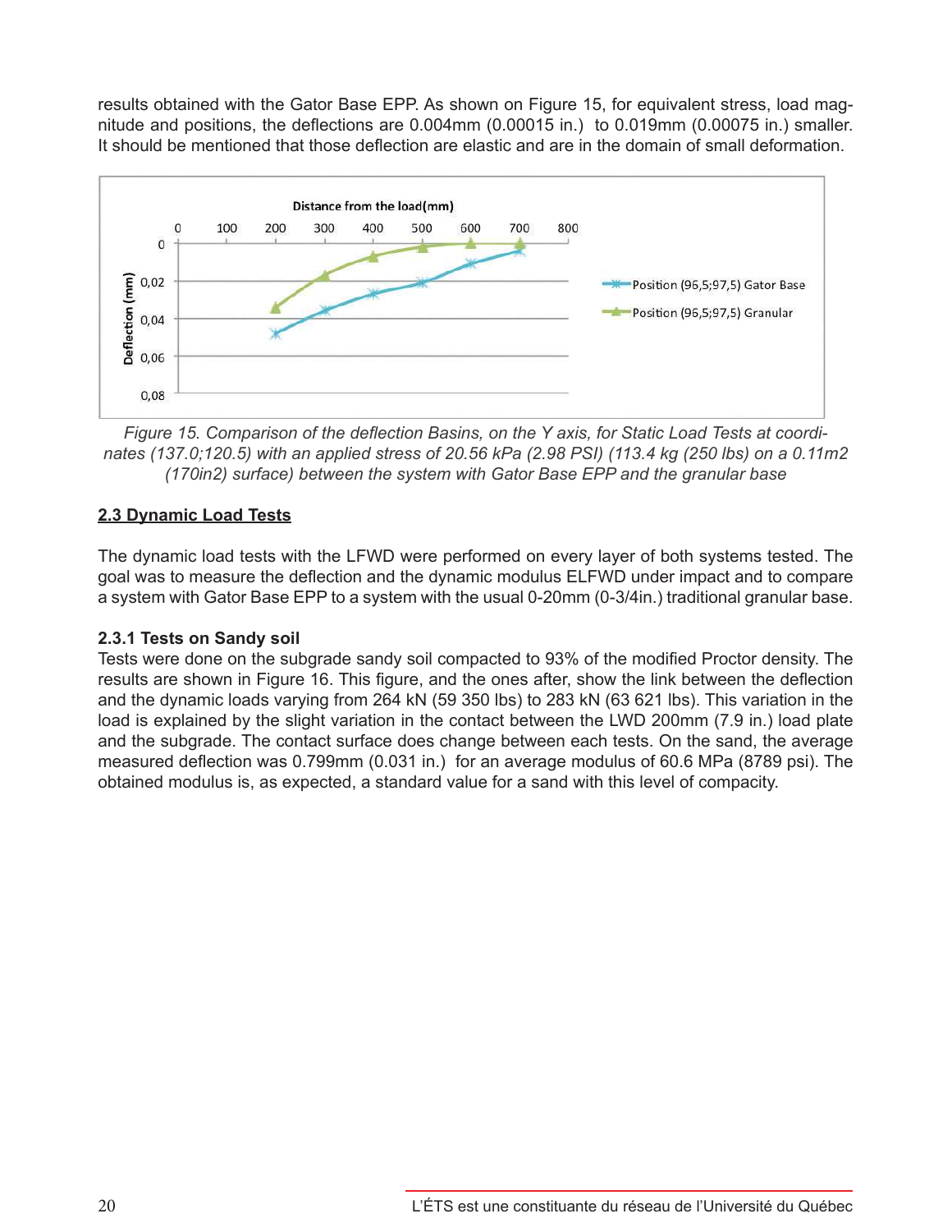results obtained with the Gator Base EPP. As shown on Figure 15, for equivalent stress, load magnitude and positions, the deflections are 0.004mm (0.00015 in.) to 0.019mm (0.00075 in.) smaller. It should be mentioned that those deflection are elastic and are in the domain of small deformation.

*Figure 15. Comparison of the deflection Basins, on the Y axis, for Static Load Tests at coordinates (137.0;120.5) with an applied stress of 20.56 kPa (2.98 PSI) (113.4 kg (250 lbs) on a 0.11m2 (170in2) surface) between the system with Gator Base EPP and the granular base*

## 2.3 Dynamic Load Tests

The dynamic load tests with the LFWD were performed on every layer of both systems tested. The goal was to measure the deflection and the dynamic modulus ELFWD under impact and to compare a system with Gator Base EPP to a system with the usual 0-20mm (0-3/4in.) traditional granular base.

### 2.3.1 Tests on Sandy soil

Tests were done on the subgrade sandy soil compacted to 93% of the modified Proctor density. The results are shown in Figure 16. This figure, and the ones after, show the link between the deflection and the dynamic loads varying from 264 kN (59 350 lbs) to 283 kN (63 621 lbs). This variation in the load is explained by the slight variation in the contact between the LWD 200mm (7.9 in.) load plate and the subgrade. The contact surface does change between each tests. On the sand, the average measured deflection was 0.799mm (0.031 in.) for an average modulus of 60.6 MPa (8789 psi). The obtained modulus is, as expected, a standard value for a sand with this level of compacity.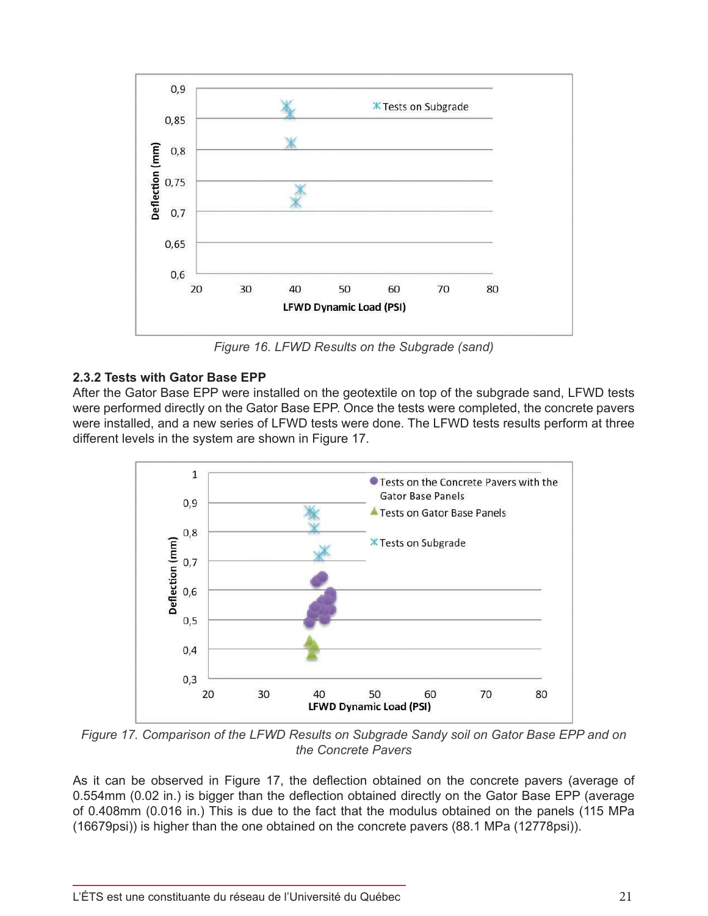*Figure 16. LFWD Results on the Subgrade (sand)*

### 2.3.2 Tests with Gator Base EPP

After the Gator Base EPP were installed on the geotextile on top of the subgrade sand, LFWD tests were performed directly on the Gator Base EPP. Once the tests were completed, the concrete pavers were installed, and a new series of LFWD tests were done. The LFWD tests results perform at three different levels in the system are shown in Figure 17.

*Figure 17. Comparison of the LFWD Results on Subgrade Sandy soil on Gator Base EPP and on the Concrete Pavers*

As it can be observed in Figure 17, the deflection obtained on the concrete pavers (average of 0.554mm (0.02 in.) is bigger than the deflection obtained directly on the Gator Base EPP (average of 0.408mm (0.016 in.) This is due to the fact that the modulus obtained on the panels (115 MPa (16679psi)) is higher than the one obtained on the concrete pavers (88.1 MPa (12778psi)).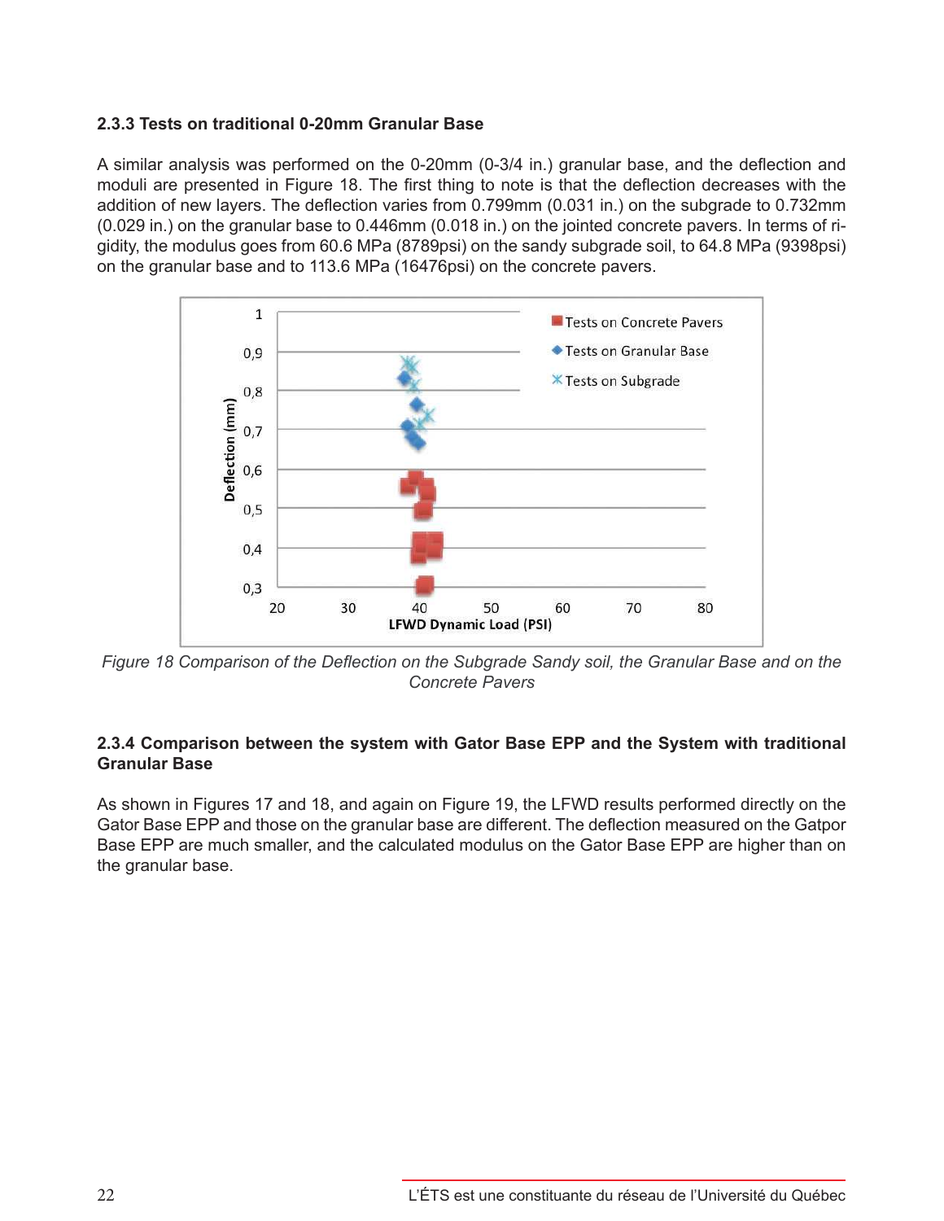### 2.3.3 Tests on traditional 0-20mm Granular Base

A similar analysis was performed on the 0-20mm (0-3/4 in.) granular base, and the deflection and moduli are presented in Figure 18. The first thing to note is that the deflection decreases with the addition of new layers. The deflection varies from 0.799mm (0.031 in.) on the subgrade to 0.732mm (0.029 in.) on the granular base to 0.446mm (0.018 in.) on the jointed concrete pavers. In terms of rigidity, the modulus goes from 60.6 MPa (8789psi) on the sandy subgrade soil, to 64.8 MPa (9398psi) on the granular base and to 113.6 MPa (16476psi) on the concrete pavers.

*Figure 18 Comparison of the Deflection on the Subgrade Sandy soil, the Granular Base and on the Concrete Pavers*

### 2.3.4 Comparison between the system with Gator Base EPP and the System with traditional Granular Base

As shown in Figures 17 and 18, and again on Figure 19, the LFWD results performed directly on the Gator Base EPP and those on the granular base are different. The deflection measured on the Gatpor Base EPP are much smaller, and the calculated modulus on the Gator Base EPP are higher than on the granular base.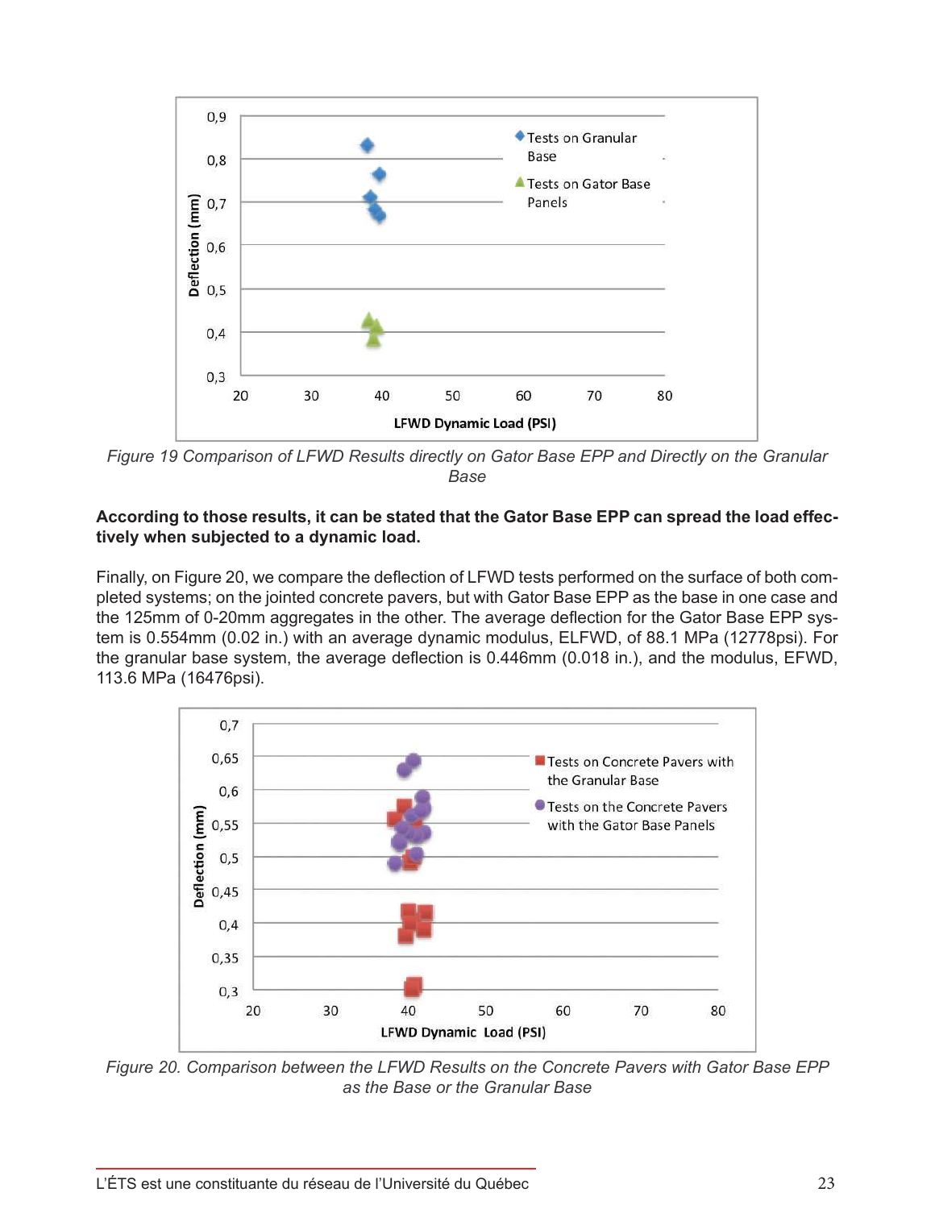Figure 19 Comparison of LFWD Results directly on Gator Base EPP and Directly on the Granular Base

**According to those results, it can be stated that the Gator Base EPP can spread the load effectively when subjected to a dynamic load.**

Finally, on Figure 20, we compare the deflection of LFWD tests performed on the surface of both completed systems; on the jointed concrete pavers, but with Gator Base EPP as the base in one case and the 125mm of 0-20mm aggregates in the other. The average deflection for the Gator Base EPP system is 0.554mm (0.02 in.) with an average dynamic modulus, ELFWD, of 88.1 MPa (12778psi). For the granular base system, the average deflection is 0.446mm (0.018 in.), and the modulus, EFWD, 113.6 MPa (16476psi).

Figure 20. Comparison between the LFWD Results on the Concrete Pavers with Gator Base EPP as the Base or the Granular Base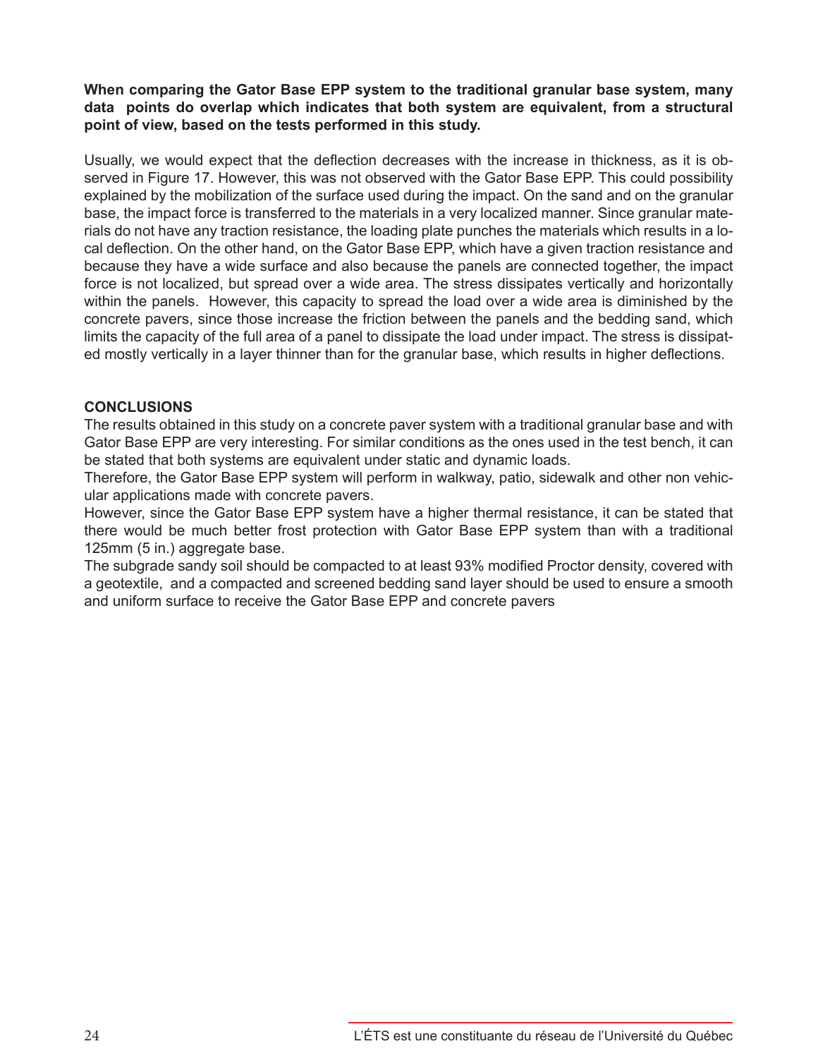**When comparing the Gator Base EPP system to the traditional granular base system, many data points do overlap which indicates that both system are equivalent, from a structural point of view, based on the tests performed in this study.**

Usually, we would expect that the deflection decreases with the increase in thickness, as it is observed in Figure 17. However, this was not observed with the Gator Base EPP. This could possibility explained by the mobilization of the surface used during the impact. On the sand and on the granular base, the impact force is transferred to the materials in a very localized manner. Since granular materials do not have any traction resistance, the loading plate punches the materials which results in a local deflection. On the other hand, on the Gator Base EPP, which have a given traction resistance and because they have a wide surface and also because the panels are connected together, the impact force is not localized, but spread over a wide area. The stress dissipates vertically and horizontally within the panels. However, this capacity to spread the load over a wide area is diminished by the concrete pavers, since those increase the friction between the panels and the bedding sand, which limits the capacity of the full area of a panel to dissipate the load under impact. The stress is dissipated mostly vertically in a layer thinner than for the granular base, which results in higher deflections.

## CONCLUSIONS

The results obtained in this study on a concrete paver system with a traditional granular base and with Gator Base EPP are very interesting. For similar conditions as the ones used in the test bench, it can be stated that both systems are equivalent under static and dynamic loads.

Therefore, the Gator Base EPP system will perform in walkway, patio, sidewalk and other non vehicular applications made with concrete pavers.

However, since the Gator Base EPP system have a higher thermal resistance, it can be stated that there would be much better frost protection with Gator Base EPP system than with a traditional 125mm (5 in.) aggregate base.

The subgrade sandy soil should be compacted to at least 93% modified Proctor density, covered with a geotextile, and a compacted and screened bedding sand layer should be used to ensure a smooth and uniform surface to receive the Gator Base EPP and concrete pavers